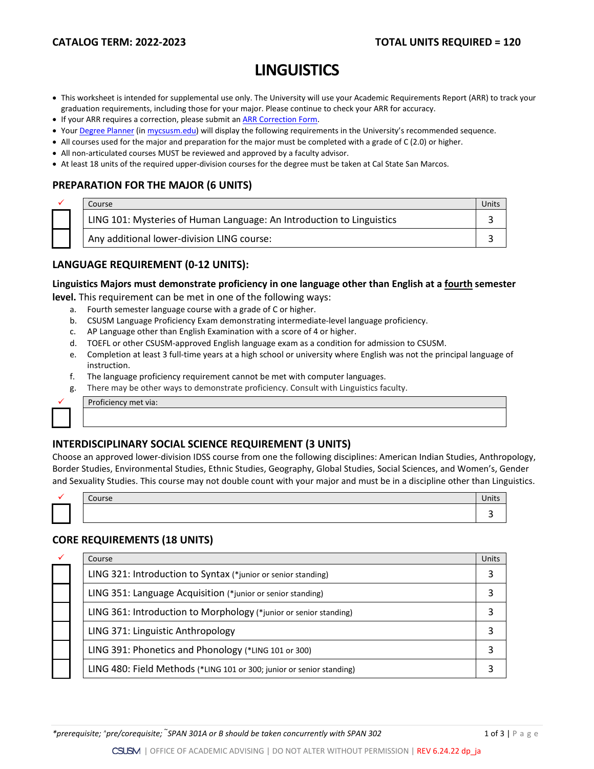**CATALOG TERM: 2022-2023** **TOTAL UNITS REQUIRED = 120**

# LINGUISTICS

- This worksheet is intended for supplemental use only. The University will use your Academic Requirements Report (ARR) to track your graduation requirements, including those for your major. Please continue to check your ARR for accuracy.
- If your ARR requires a correction, please submit an ARR Correction Form.
- Your Degree Planner (in mycsusm.edu) will display the following requirements in the University's recommended sequence.
- All courses used for the major and preparation for the major must be completed with a grade of C (2.0) or higher.
- All non-articulated courses MUST be reviewed and approved by a faculty advisor.
- At least 18 units of the required upper-division courses for the degree must be taken at Cal State San Marcos.

## PREPARATION FOR THE MAJOR (6 UNITS)

| ✓ | Course | Units |
|---|---|---|
| ☐ | LING 101: Mysteries of Human Language: An Introduction to Linguistics | 3 |
| ☐ | Any additional lower-division LING course: | 3 |

## LANGUAGE REQUIREMENT (0-12 UNITS):

**Linguistics Majors must demonstrate proficiency in one language other than English at a fourth semester level.** This requirement can be met in one of the following ways:

a. Fourth semester language course with a grade of C or higher.
b. CSUSM Language Proficiency Exam demonstrating intermediate-level language proficiency.
c. AP Language other than English Examination with a score of 4 or higher.
d. TOEFL or other CSUSM-approved English language exam as a condition for admission to CSUSM.
e. Completion at least 3 full-time years at a high school or university where English was not the principal language of instruction.
f. The language proficiency requirement cannot be met with computer languages.
g. There may be other ways to demonstrate proficiency. Consult with Linguistics faculty.

| ✓ | Proficiency met via: |
|---|---|
| ☐ | |

## INTERDISCIPLINARY SOCIAL SCIENCE REQUIREMENT (3 UNITS)

Choose an approved lower-division IDSS course from one the following disciplines: American Indian Studies, Anthropology, Border Studies, Environmental Studies, Ethnic Studies, Geography, Global Studies, Social Sciences, and Women's, Gender and Sexuality Studies. This course may not double count with your major and must be in a discipline other than Linguistics.

| ✓ | Course | Units |
|---|---|---|
| ☐ | | 3 |

## CORE REQUIREMENTS (18 UNITS)

| ✓ | Course | Units |
|---|---|---|
| ☐ | LING 321: Introduction to Syntax (*junior or senior standing) | 3 |
| ☐ | LING 351: Language Acquisition (*junior or senior standing) | 3 |
| ☐ | LING 361: Introduction to Morphology (*junior or senior standing) | 3 |
| ☐ | LING 371: Linguistic Anthropology | 3 |
| ☐ | LING 391: Phonetics and Phonology (*LING 101 or 300) | 3 |
| ☐ | LING 480: Field Methods (*LING 101 or 300; junior or senior standing) | 3 |

*prerequisite; ^pre/corequisite; ˜SPAN 301A or B should be taken concurrently with SPAN 302*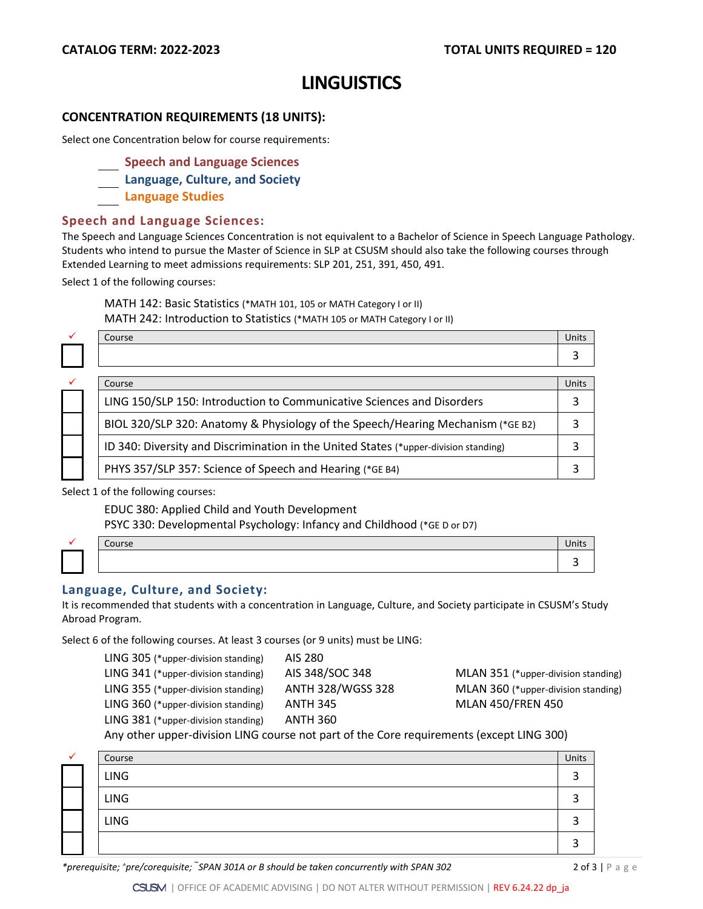**CATALOG TERM: 2022-2023** **TOTAL UNITS REQUIRED = 120**

# LINGUISTICS

## CONCENTRATION REQUIREMENTS (18 UNITS):

Select one Concentration below for course requirements:

- ___ Speech and Language Sciences
- ___ Language, Culture, and Society
- ___ Language Studies

### Speech and Language Sciences:

The Speech and Language Sciences Concentration is not equivalent to a Bachelor of Science in Speech Language Pathology. Students who intend to pursue the Master of Science in SLP at CSUSM should also take the following courses through Extended Learning to meet admissions requirements: SLP 201, 251, 391, 450, 491.

Select 1 of the following courses:

MATH 142: Basic Statistics (*MATH 101, 105 or MATH Category I or II)
MATH 242: Introduction to Statistics (*MATH 105 or MATH Category I or II)

| ✓ | Course | Units |
|---|---|---|
| ☐ | | 3 |

| ✓ | Course | Units |
|---|---|---|
| ☐ | LING 150/SLP 150: Introduction to Communicative Sciences and Disorders | 3 |
| ☐ | BIOL 320/SLP 320: Anatomy & Physiology of the Speech/Hearing Mechanism (*GE B2) | 3 |
| ☐ | ID 340: Diversity and Discrimination in the United States (*upper-division standing) | 3 |
| ☐ | PHYS 357/SLP 357: Science of Speech and Hearing (*GE B4) | 3 |

Select 1 of the following courses:

EDUC 380: Applied Child and Youth Development
PSYC 330: Developmental Psychology: Infancy and Childhood (*GE D or D7)

| ✓ | Course | Units |
|---|---|---|
| ☐ | | 3 |

### Language, Culture, and Society:

It is recommended that students with a concentration in Language, Culture, and Society participate in CSUSM's Study Abroad Program.

Select 6 of the following courses. At least 3 courses (or 9 units) must be LING:

| | | |
|---|---|---|
| LING 305 (*upper-division standing) | AIS 280 | |
| LING 341 (*upper-division standing) | AIS 348/SOC 348 | MLAN 351 (*upper-division standing) |
| LING 355 (*upper-division standing) | ANTH 328/WGSS 328 | MLAN 360 (*upper-division standing) |
| LING 360 (*upper-division standing) | ANTH 345 | MLAN 450/FREN 450 |
| LING 381 (*upper-division standing) | ANTH 360 | |

Any other upper-division LING course not part of the Core requirements (except LING 300)

| ✓ | Course | Units |
|---|---|---|
| ☐ | LING | 3 |
| ☐ | LING | 3 |
| ☐ | LING | 3 |
| ☐ | | 3 |

*prerequisite; ^pre/corequisite; ˜SPAN 301A or B should be taken concurrently with SPAN 302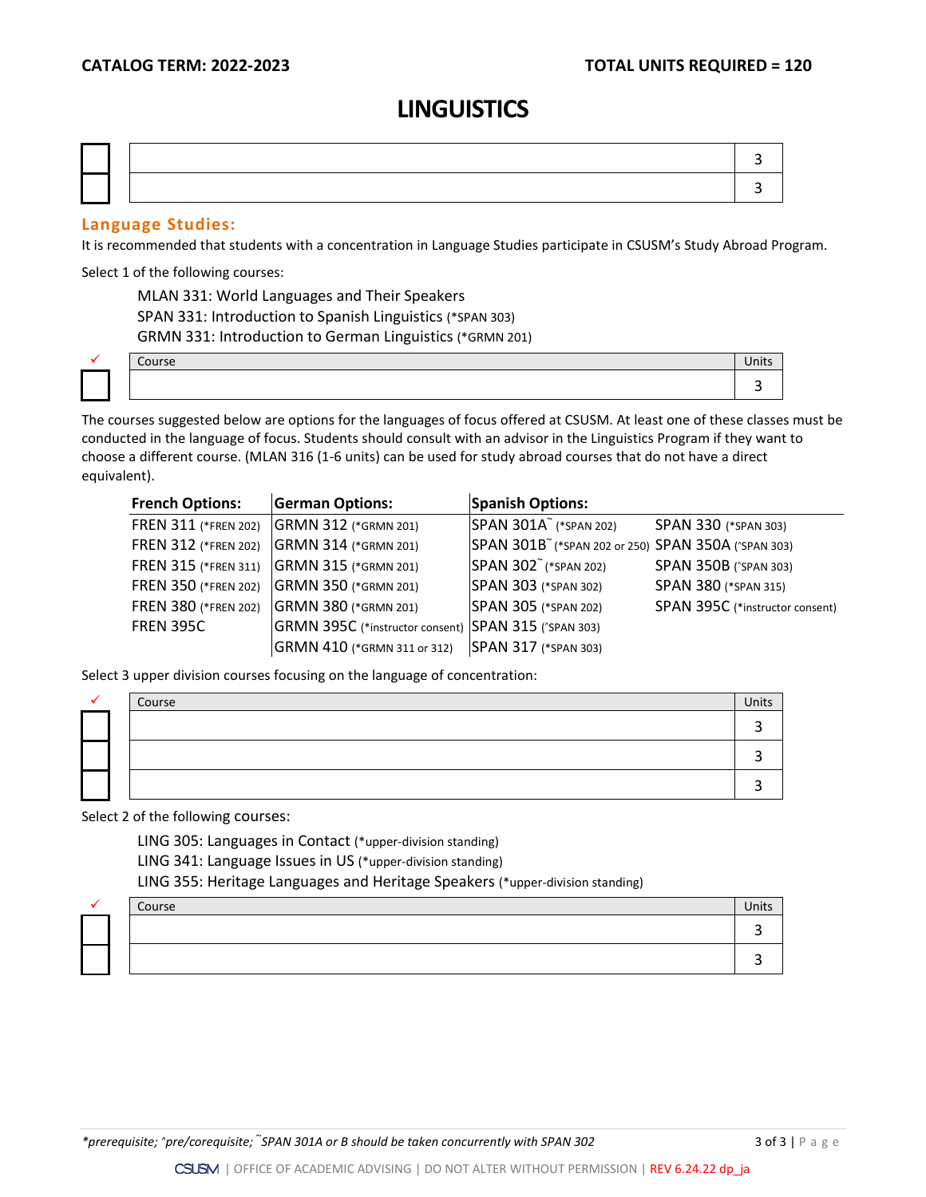CATALOG TERM: 2022-2023 | TOTAL UNITS REQUIRED = 120

# LINGUISTICS

| | | |
|---|---|---|
| ☐ | | 3 |
| ☐ | | 3 |

## Language Studies:

It is recommended that students with a concentration in Language Studies participate in CSUSM's Study Abroad Program.

Select 1 of the following courses:

- MLAN 331: World Languages and Their Speakers
- SPAN 331: Introduction to Spanish Linguistics (*SPAN 303)
- GRMN 331: Introduction to German Linguistics (*GRMN 201)

| ✓ | Course | Units |
|---|---|---|
| ☐ | | 3 |

The courses suggested below are options for the languages of focus offered at CSUSM. At least one of these classes must be conducted in the language of focus. Students should consult with an advisor in the Linguistics Program if they want to choose a different course. (MLAN 316 (1-6 units) can be used for study abroad courses that do not have a direct equivalent).

| French Options: | German Options: | Spanish Options: | |
|---|---|---|---|
| FREN 311 (*FREN 202) | GRMN 312 (*GRMN 201) | SPAN 301A˜ (*SPAN 202) | SPAN 330 (*SPAN 303) |
| FREN 312 (*FREN 202) | GRMN 314 (*GRMN 201) | SPAN 301B˜ (*SPAN 202 or 250) | SPAN 350A (^SPAN 303) |
| FREN 315 (*FREN 311) | GRMN 315 (*GRMN 201) | SPAN 302˜ (*SPAN 202) | SPAN 350B (^SPAN 303) |
| FREN 350 (*FREN 202) | GRMN 350 (*GRMN 201) | SPAN 303 (*SPAN 302) | SPAN 380 (*SPAN 315) |
| FREN 380 (*FREN 202) | GRMN 380 (*GRMN 201) | SPAN 305 (*SPAN 202) | SPAN 395C (*instructor consent) |
| FREN 395C | GRMN 395C (*instructor consent) | SPAN 315 (^SPAN 303) | |
| | GRMN 410 (*GRMN 311 or 312) | SPAN 317 (*SPAN 303) | |

Select 3 upper division courses focusing on the language of concentration:

| ✓ | Course | Units |
|---|---|---|
| ☐ | | 3 |
| ☐ | | 3 |
| ☐ | | 3 |

Select 2 of the following courses:

- LING 305: Languages in Contact (*upper-division standing)
- LING 341: Language Issues in US (*upper-division standing)
- LING 355: Heritage Languages and Heritage Speakers (*upper-division standing)

| ✓ | Course | Units |
|---|---|---|
| ☐ | | 3 |
| ☐ | | 3 |

*\*prerequisite; ^pre/corequisite; ˜SPAN 301A or B should be taken concurrently with SPAN 302*

CSUSM | OFFICE OF ACADEMIC ADVISING | DO NOT ALTER WITHOUT PERMISSION | REV 6.24.22 dp_ja